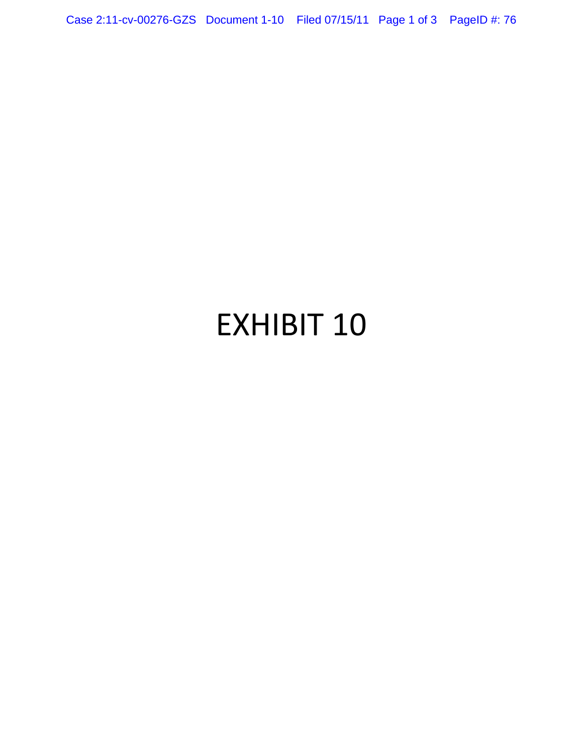# EXHIBIT 10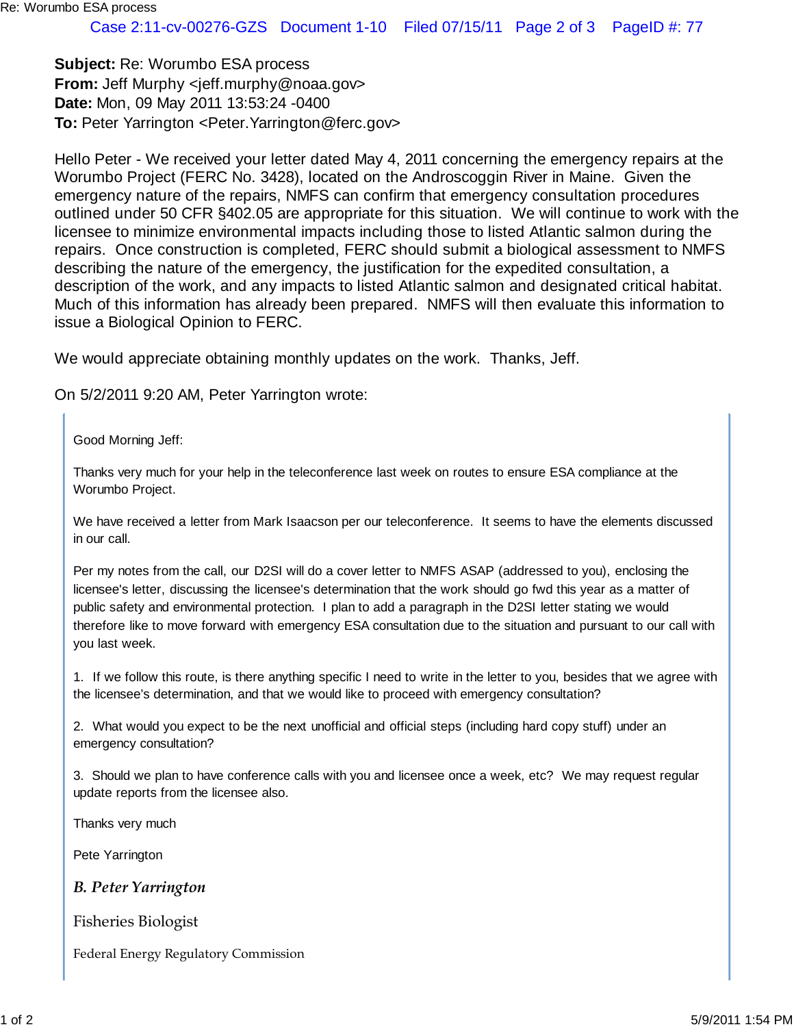**Subject:** Re: Worumbo ESA process
**From:** Jeff Murphy <jeff.murphy@noaa.gov>
**Date:** Mon, 09 May 2011 13:53:24 -0400
**To:** Peter Yarrington <Peter.Yarrington@ferc.gov>

Hello Peter - We received your letter dated May 4, 2011 concerning the emergency repairs at the Worumbo Project (FERC No. 3428), located on the Androscoggin River in Maine. Given the emergency nature of the repairs, NMFS can confirm that emergency consultation procedures outlined under 50 CFR §402.05 are appropriate for this situation. We will continue to work with the licensee to minimize environmental impacts including those to listed Atlantic salmon during the repairs. Once construction is completed, FERC should submit a biological assessment to NMFS describing the nature of the emergency, the justification for the expedited consultation, a description of the work, and any impacts to listed Atlantic salmon and designated critical habitat. Much of this information has already been prepared. NMFS will then evaluate this information to issue a Biological Opinion to FERC.

We would appreciate obtaining monthly updates on the work. Thanks, Jeff.

On 5/2/2011 9:20 AM, Peter Yarrington wrote:

> Good Morning Jeff:
>
> Thanks very much for your help in the teleconference last week on routes to ensure ESA compliance at the Worumbo Project.
>
> We have received a letter from Mark Isaacson per our teleconference. It seems to have the elements discussed in our call.
>
> Per my notes from the call, our D2SI will do a cover letter to NMFS ASAP (addressed to you), enclosing the licensee's letter, discussing the licensee's determination that the work should go fwd this year as a matter of public safety and environmental protection. I plan to add a paragraph in the D2SI letter stating we would therefore like to move forward with emergency ESA consultation due to the situation and pursuant to our call with you last week.
>
> 1. If we follow this route, is there anything specific I need to write in the letter to you, besides that we agree with the licensee's determination, and that we would like to proceed with emergency consultation?
>
> 2. What would you expect to be the next unofficial and official steps (including hard copy stuff) under an emergency consultation?
>
> 3. Should we plan to have conference calls with you and licensee once a week, etc? We may request regular update reports from the licensee also.
>
> Thanks very much
>
> Pete Yarrington
>
> ***B. Peter Yarrington***
>
> Fisheries Biologist
>
> Federal Energy Regulatory Commission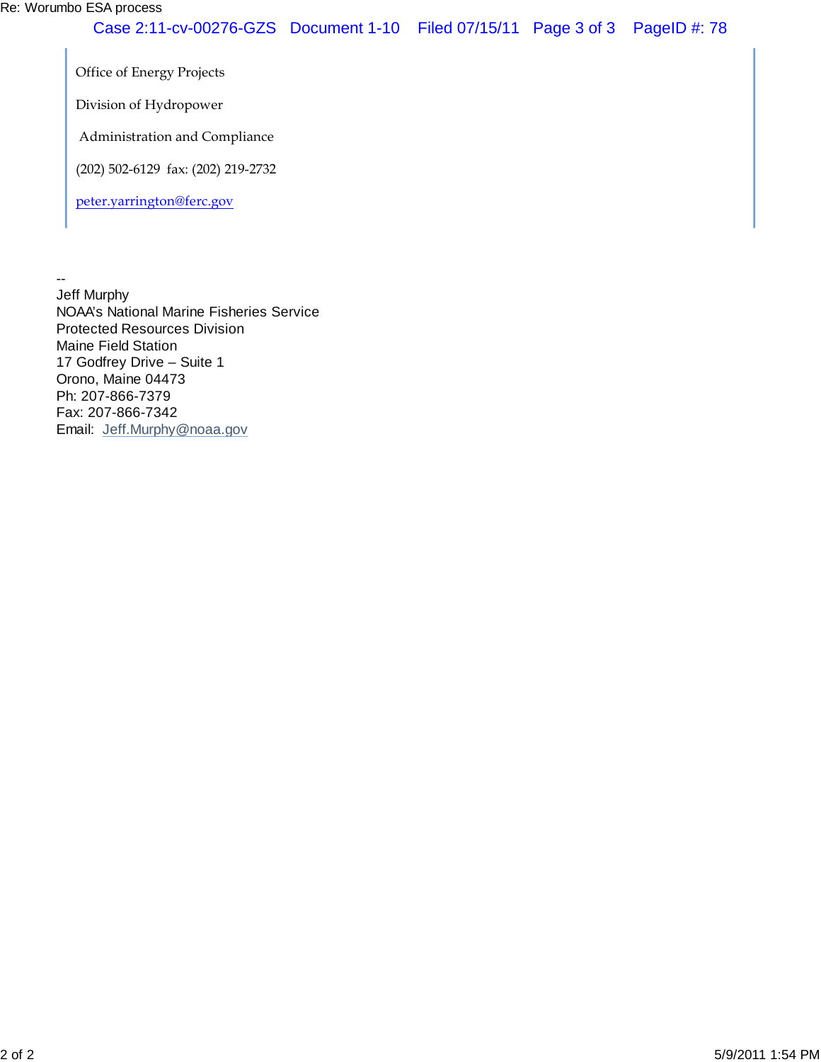> Office of Energy Projects
>
> Division of Hydropower
>
> Administration and Compliance
>
> (202) 502-6129 fax: (202) 219-2732
>
> peter.yarrington@ferc.gov

--
Jeff Murphy
NOAA's National Marine Fisheries Service
Protected Resources Division
Maine Field Station
17 Godfrey Drive – Suite 1
Orono, Maine 04473
Ph: 207-866-7379
Fax: 207-866-7342
Email: Jeff.Murphy@noaa.gov